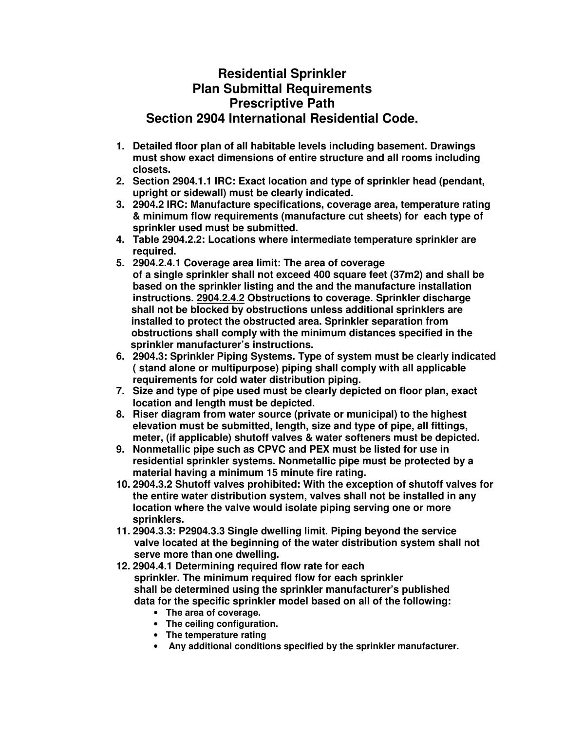# Residential Sprinkler
# Plan Submittal Requirements
# Prescriptive Path
# Section 2904 International Residential Code.

1. **Detailed floor plan of all habitable levels including basement. Drawings must show exact dimensions of entire structure and all rooms including closets.**
2. **Section 2904.1.1 IRC: Exact location and type of sprinkler head (pendant, upright or sidewall) must be clearly indicated.**
3. **2904.2 IRC: Manufacture specifications, coverage area, temperature rating & minimum flow requirements (manufacture cut sheets) for each type of sprinkler used must be submitted.**
4. **Table 2904.2.2: Locations where intermediate temperature sprinkler are required.**
5. **2904.2.4.1 Coverage area limit: The area of coverage of a single sprinkler shall not exceed 400 square feet (37m2) and shall be based on the sprinkler listing and the and the manufacture installation instructions. <u>2904.2.4.2</u> Obstructions to coverage. Sprinkler discharge shall not be blocked by obstructions unless additional sprinklers are installed to protect the obstructed area. Sprinkler separation from obstructions shall comply with the minimum distances specified in the sprinkler manufacturer's instructions.**
6. **2904.3: Sprinkler Piping Systems. Type of system must be clearly indicated ( stand alone or multipurpose) piping shall comply with all applicable requirements for cold water distribution piping.**
7. **Size and type of pipe used must be clearly depicted on floor plan, exact location and length must be depicted.**
8. **Riser diagram from water source (private or municipal) to the highest elevation must be submitted, length, size and type of pipe, all fittings, meter, (if applicable) shutoff valves & water softeners must be depicted.**
9. **Nonmetallic pipe such as CPVC and PEX must be listed for use in residential sprinkler systems. Nonmetallic pipe must be protected by a material having a minimum 15 minute fire rating.**
10. **2904.3.2 Shutoff valves prohibited: With the exception of shutoff valves for the entire water distribution system, valves shall not be installed in any location where the valve would isolate piping serving one or more sprinklers.**
11. **2904.3.3: P2904.3.3 Single dwelling limit. Piping beyond the service valve located at the beginning of the water distribution system shall not serve more than one dwelling.**
12. **2904.4.1 Determining required flow rate for each sprinkler. The minimum required flow for each sprinkler shall be determined using the sprinkler manufacturer's published data for the specific sprinkler model based on all of the following:**
    - **The area of coverage.**
    - **The ceiling configuration.**
    - **The temperature rating**
    - **Any additional conditions specified by the sprinkler manufacturer.**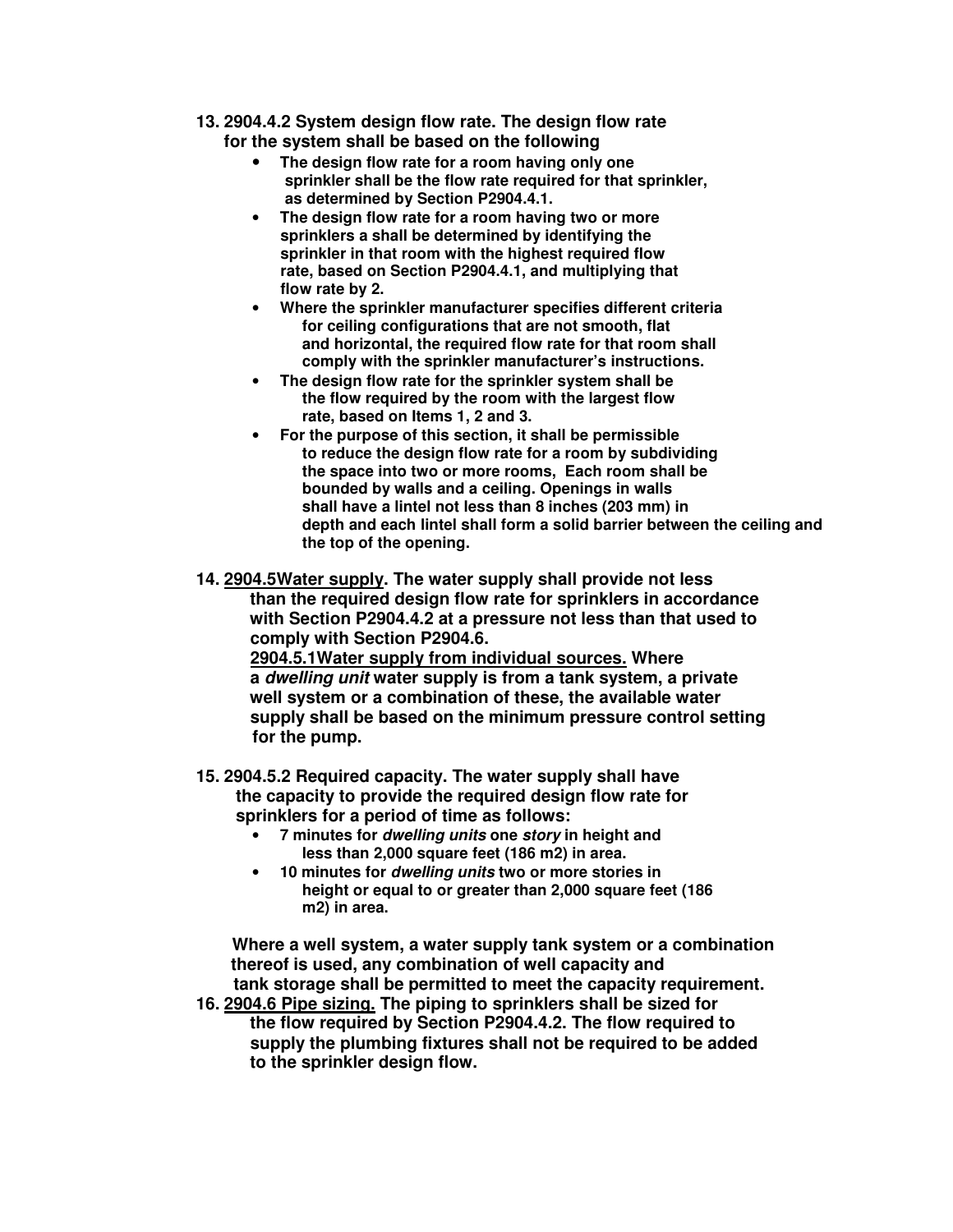13. **2904.4.2 System design flow rate. The design flow rate for the system shall be based on the following**
    - **The design flow rate for a room having only one sprinkler shall be the flow rate required for that sprinkler, as determined by Section P2904.4.1.**
    - **The design flow rate for a room having two or more sprinklers a shall be determined by identifying the sprinkler in that room with the highest required flow rate, based on Section P2904.4.1, and multiplying that flow rate by 2.**
    - **Where the sprinkler manufacturer specifies different criteria for ceiling configurations that are not smooth, flat and horizontal, the required flow rate for that room shall comply with the sprinkler manufacturer's instructions.**
    - **The design flow rate for the sprinkler system shall be the flow required by the room with the largest flow rate, based on Items 1, 2 and 3.**
    - **For the purpose of this section, it shall be permissible to reduce the design flow rate for a room by subdividing the space into two or more rooms, Each room shall be bounded by walls and a ceiling. Openings in walls shall have a lintel not less than 8 inches (203 mm) in depth and each lintel shall form a solid barrier between the ceiling and the top of the opening.**

14. **2904.5Water supply. The water supply shall provide not less than the required design flow rate for sprinklers in accordance with Section P2904.4.2 at a pressure not less than that used to comply with Section P2904.6.**

    **2904.5.1Water supply from individual sources. Where a *dwelling unit* water supply is from a tank system, a private well system or a combination of these, the available water supply shall be based on the minimum pressure control setting for the pump.**

15. **2904.5.2 Required capacity. The water supply shall have the capacity to provide the required design flow rate for sprinklers for a period of time as follows:**
    - **7 minutes for *dwelling units* one *story* in height and less than 2,000 square feet (186 m2) in area.**
    - **10 minutes for *dwelling units* two or more stories in height or equal to or greater than 2,000 square feet (186 m2) in area.**

    **Where a well system, a water supply tank system or a combination thereof is used, any combination of well capacity and tank storage shall be permitted to meet the capacity requirement.**

16. **2904.6 Pipe sizing. The piping to sprinklers shall be sized for the flow required by Section P2904.4.2. The flow required to supply the plumbing fixtures shall not be required to be added to the sprinkler design flow.**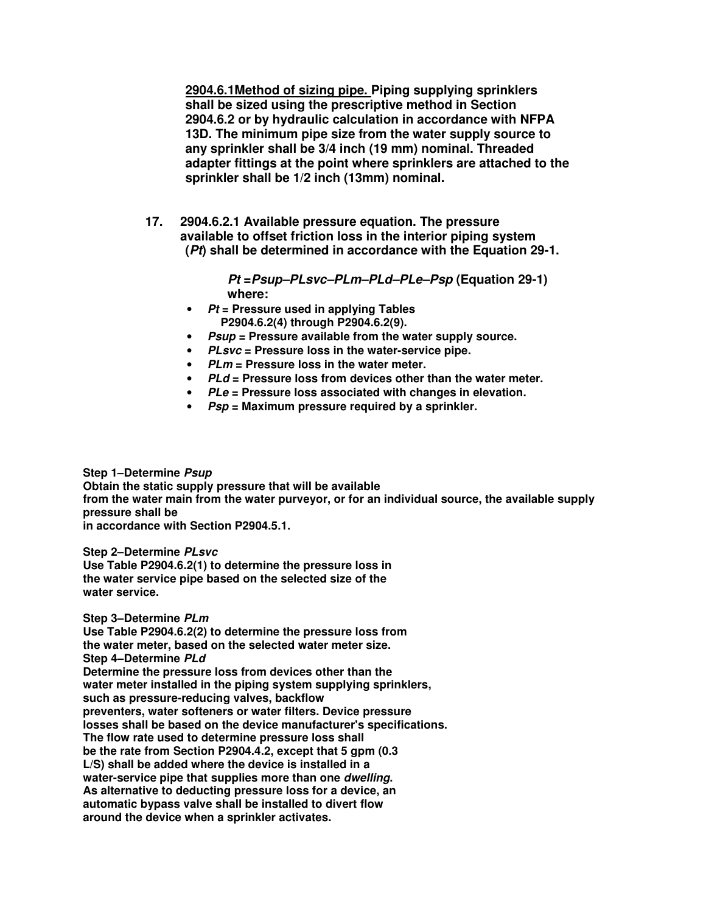**<u>2904.6.1Method of sizing pipe.</u> Piping supplying sprinklers shall be sized using the prescriptive method in Section 2904.6.2 or by hydraulic calculation in accordance with NFPA 13D. The minimum pipe size from the water supply source to any sprinkler shall be 3/4 inch (19 mm) nominal. Threaded adapter fittings at the point where sprinklers are attached to the sprinkler shall be 1/2 inch (13mm) nominal.**

**17. 2904.6.2.1 Available pressure equation. The pressure available to offset friction loss in the interior piping system (*Pt*) shall be determined in accordance with the Equation 29-1.**

$$Pt = Psup - PLsvc - PLm - PLd - PLe - Psp \quad \text{(Equation 29-1)}$$

**where:**

- ***Pt* = Pressure used in applying Tables P2904.6.2(4) through P2904.6.2(9).**
- ***Psup* = Pressure available from the water supply source.**
- ***PLsvc* = Pressure loss in the water-service pipe.**
- ***PLm* = Pressure loss in the water meter.**
- ***PLd* = Pressure loss from devices other than the water meter.**
- ***PLe* = Pressure loss associated with changes in elevation.**
- ***Psp* = Maximum pressure required by a sprinkler.**

**Step 1–Determine *Psup***
**Obtain the static supply pressure that will be available from the water main from the water purveyor, or for an individual source, the available supply pressure shall be in accordance with Section P2904.5.1.**

**Step 2–Determine *PLsvc***
**Use Table P2904.6.2(1) to determine the pressure loss in the water service pipe based on the selected size of the water service.**

**Step 3–Determine *PLm***
**Use Table P2904.6.2(2) to determine the pressure loss from the water meter, based on the selected water meter size.**

**Step 4–Determine *PLd***
**Determine the pressure loss from devices other than the water meter installed in the piping system supplying sprinklers, such as pressure-reducing valves, backflow preventers, water softeners or water filters. Device pressure losses shall be based on the device manufacturer's specifications. The flow rate used to determine pressure loss shall be the rate from Section P2904.4.2, except that 5 gpm (0.3 L/S) shall be added where the device is installed in a water-service pipe that supplies more than one *dwelling*. As alternative to deducting pressure loss for a device, an automatic bypass valve shall be installed to divert flow around the device when a sprinkler activates.**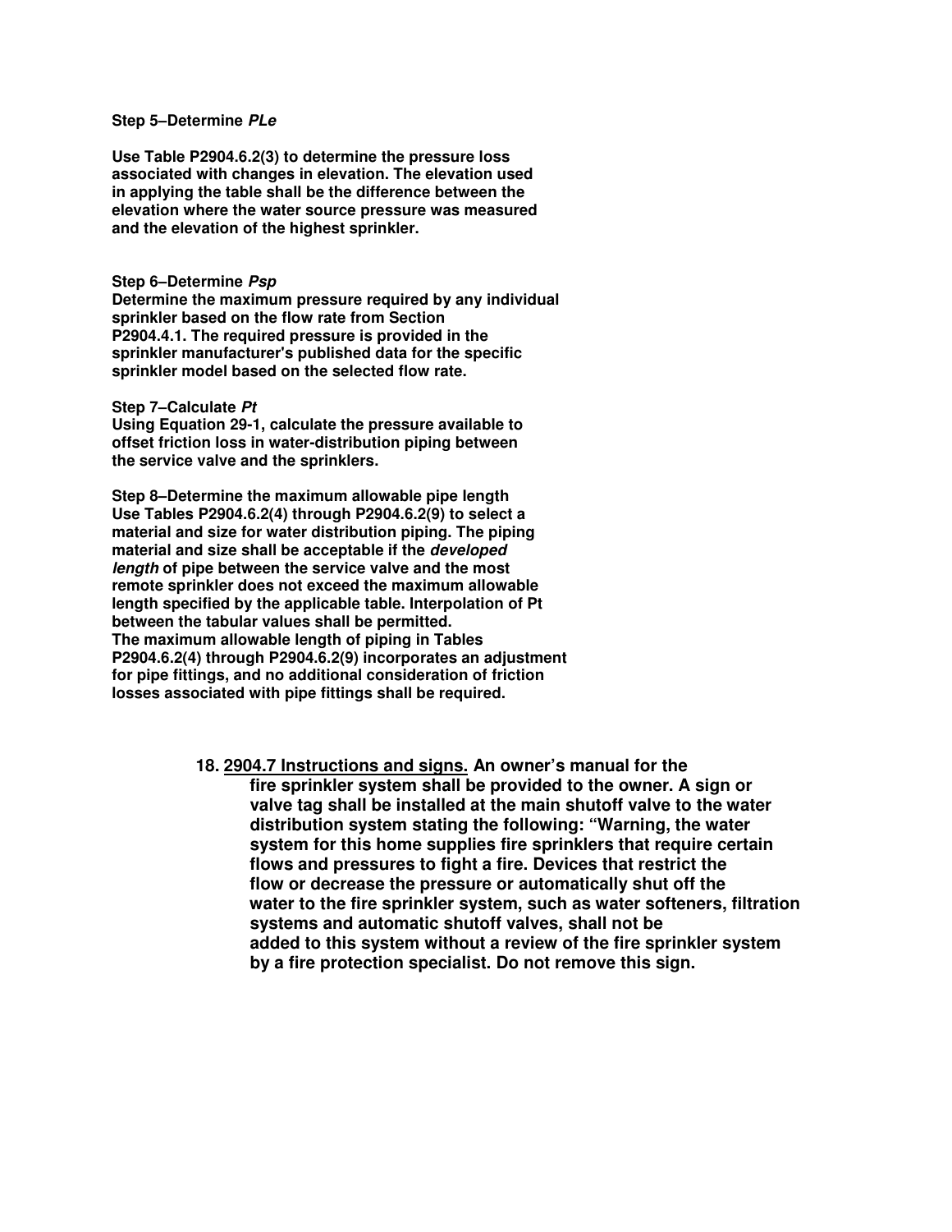**Step 5–Determine *PLe***

**Use Table P2904.6.2(3) to determine the pressure loss associated with changes in elevation. The elevation used in applying the table shall be the difference between the elevation where the water source pressure was measured and the elevation of the highest sprinkler.**

**Step 6–Determine *Psp***
**Determine the maximum pressure required by any individual sprinkler based on the flow rate from Section P2904.4.1. The required pressure is provided in the sprinkler manufacturer's published data for the specific sprinkler model based on the selected flow rate.**

**Step 7–Calculate *Pt***
**Using Equation 29-1, calculate the pressure available to offset friction loss in water-distribution piping between the service valve and the sprinklers.**

**Step 8–Determine the maximum allowable pipe length**
**Use Tables P2904.6.2(4) through P2904.6.2(9) to select a material and size for water distribution piping. The piping material and size shall be acceptable if the *developed length* of pipe between the service valve and the most remote sprinkler does not exceed the maximum allowable length specified by the applicable table. Interpolation of Pt between the tabular values shall be permitted.**
**The maximum allowable length of piping in Tables P2904.6.2(4) through P2904.6.2(9) incorporates an adjustment for pipe fittings, and no additional consideration of friction losses associated with pipe fittings shall be required.**

18. **<u>2904.7 Instructions and signs.</u> An owner's manual for the fire sprinkler system shall be provided to the owner. A sign or valve tag shall be installed at the main shutoff valve to the water distribution system stating the following: "Warning, the water system for this home supplies fire sprinklers that require certain flows and pressures to fight a fire. Devices that restrict the flow or decrease the pressure or automatically shut off the water to the fire sprinkler system, such as water softeners, filtration systems and automatic shutoff valves, shall not be added to this system without a review of the fire sprinkler system by a fire protection specialist. Do not remove this sign.**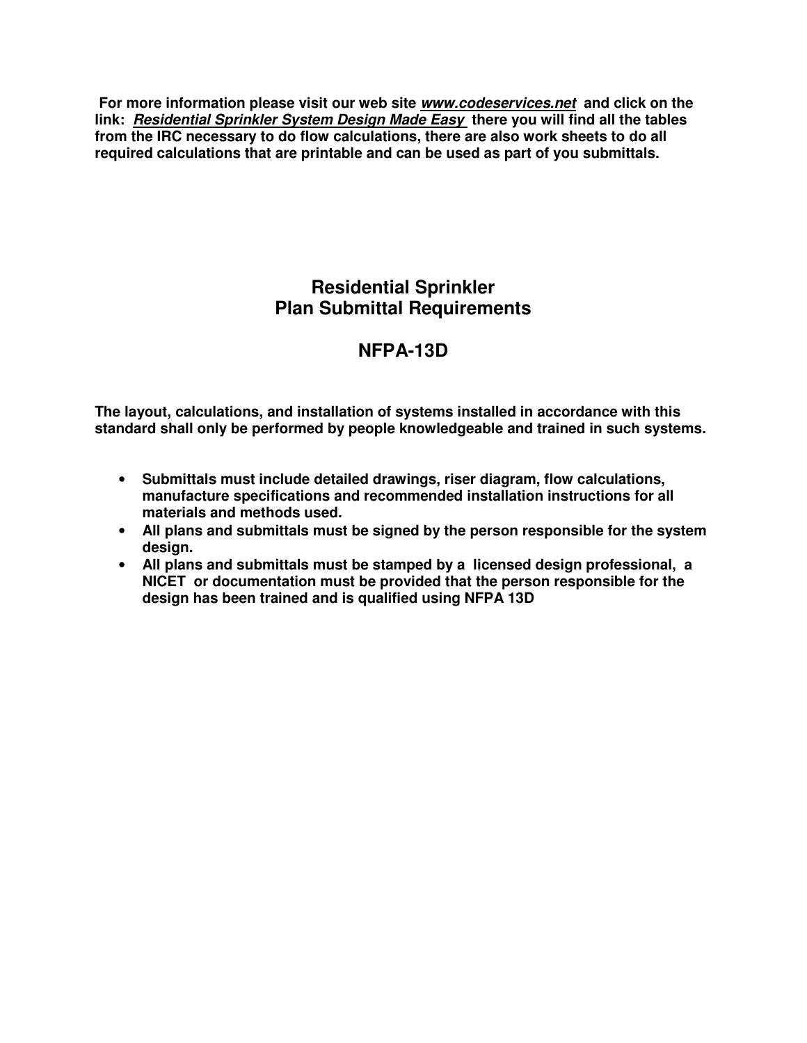**For more information please visit our web site *www.codeservices.net* and click on the link: *Residential Sprinkler System Design Made Easy* there you will find all the tables from the IRC necessary to do flow calculations, there are also work sheets to do all required calculations that are printable and can be used as part of you submittals.**

# Residential Sprinkler
# Plan Submittal Requirements

## NFPA-13D

**The layout, calculations, and installation of systems installed in accordance with this standard shall only be performed by people knowledgeable and trained in such systems.**

- **Submittals must include detailed drawings, riser diagram, flow calculations, manufacture specifications and recommended installation instructions for all materials and methods used.**
- **All plans and submittals must be signed by the person responsible for the system design.**
- **All plans and submittals must be stamped by a licensed design professional, a NICET or documentation must be provided that the person responsible for the design has been trained and is qualified using NFPA 13D**